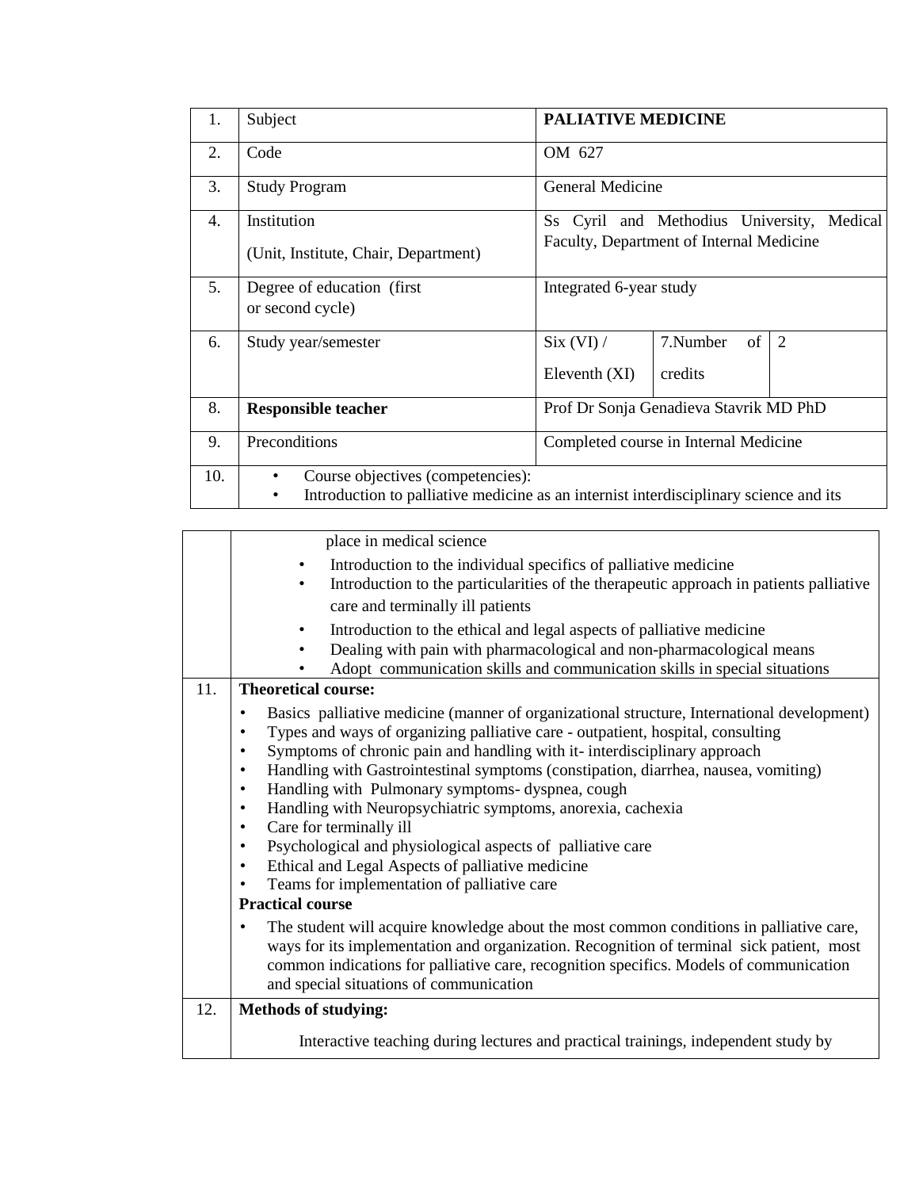| | | | | |
|---|---|---|---|---|
| 1. | Subject | **PALIATIVE MEDICINE** | | |
| 2. | Code | OM 627 | | |
| 3. | Study Program | General Medicine | | |
| 4. | Institution (Unit, Institute, Chair, Department) | Ss Cyril and Methodius University, Medical Faculty, Department of Internal Medicine | | |
| 5. | Degree of education (first or second cycle) | Integrated 6-year study | | |
| 6. | Study year/semester | Six (VI) / Eleventh (XI) | 7.Number of credits | 2 |
| 8. | **Responsible teacher** | Prof Dr Sonja Genadieva Stavrik MD PhD | | |
| 9. | Preconditions | Completed course in Internal Medicine | | |

| | |
|---|---|
| 10. | • Course objectives (competencies):<br>• Introduction to palliative medicine as an internist interdisciplinary science and its place in medical science<br>• Introduction to the individual specifics of palliative medicine<br>• Introduction to the particularities of the therapeutic approach in patients palliative care and terminally ill patients<br>• Introduction to the ethical and legal aspects of palliative medicine<br>• Dealing with pain with pharmacological and non-pharmacological means<br>• Adopt communication skills and communication skills in special situations |
| 11. | **Theoretical course:**<br>• Basics palliative medicine (manner of organizational structure, International development)<br>• Types and ways of organizing palliative care - outpatient, hospital, consulting<br>• Symptoms of chronic pain and handling with it- interdisciplinary approach<br>• Handling with Gastrointestinal symptoms (constipation, diarrhea, nausea, vomiting)<br>• Handling with Pulmonary symptoms- dyspnea, cough<br>• Handling with Neuropsychiatric symptoms, anorexia, cachexia<br>• Care for terminally ill<br>• Psychological and physiological aspects of palliative care<br>• Ethical and Legal Aspects of palliative medicine<br>• Teams for implementation of palliative care<br>**Practical course**<br>• The student will acquire knowledge about the most common conditions in palliative care, ways for its implementation and organization. Recognition of terminal sick patient, most common indications for palliative care, recognition specifics. Models of communication and special situations of communication |
| 12. | **Methods of studying:**<br>Interactive teaching during lectures and practical trainings, independent study by |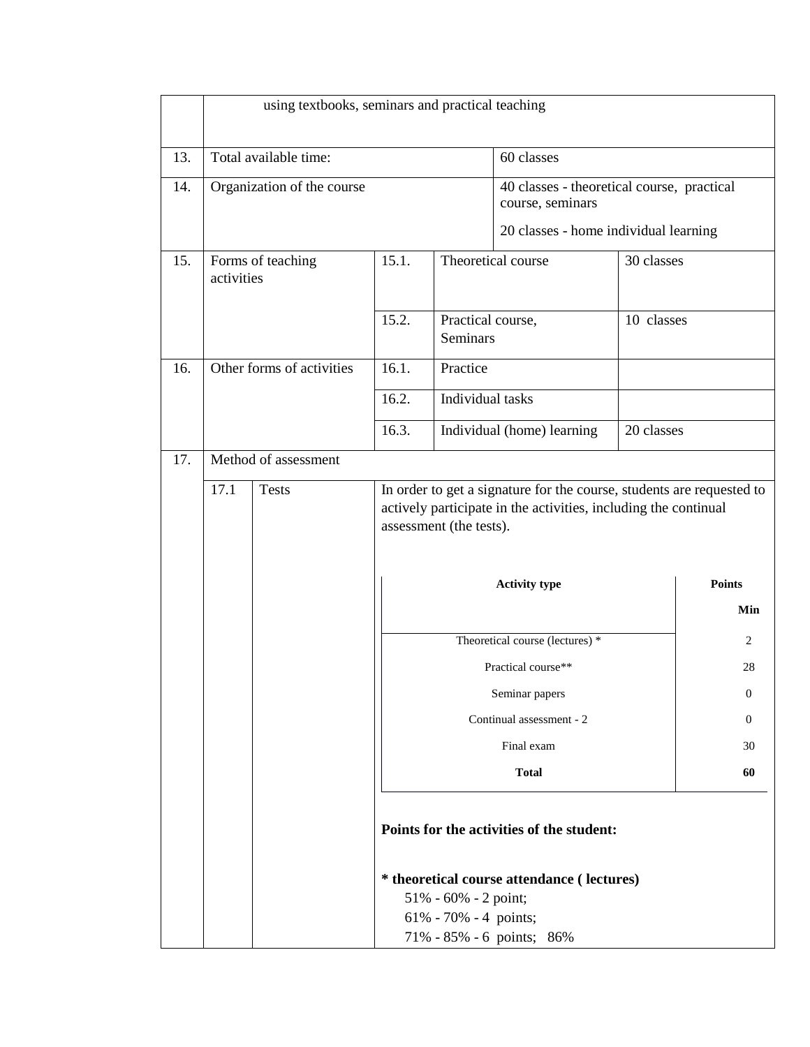| | | | | | |
|---|---|---|---|---|---|
| | using textbooks, seminars and practical teaching | | | | |
| 13. | Total available time: | | | 60 classes | |
| 14. | Organization of the course | | | 40 classes - theoretical course, practical course, seminars<br><br>20 classes - home individual learning | |
| 15. | Forms of teaching activities | 15.1. | Theoretical course | | 30 classes |
| | | 15.2. | Practical course, Seminars | | 10 classes |
| 16. | Other forms of activities | 16.1. | Practice | | |
| | | 16.2. | Individual tasks | | |
| | | 16.3. | Individual (home) learning | | 20 classes |
| 17. | Method of assessment | | | | |
| | 17.1 Tests | | In order to get a signature for the course, students are requested to actively participate in the activities, including the continual assessment (the tests). | | |

| Activity type | Points Min |
|---|---|
| Theoretical course (lectures) * | 2 |
| Practical course** | 28 |
| Seminar papers | 0 |
| Continual assessment - 2 | 0 |
| Final exam | 30 |
| **Total** | **60** |

**Points for the activities of the student:**

**\* theoretical course attendance ( lectures)**

51% - 60% - 2 point;
61% - 70% - 4 points;
71% - 85% - 6 points; 86%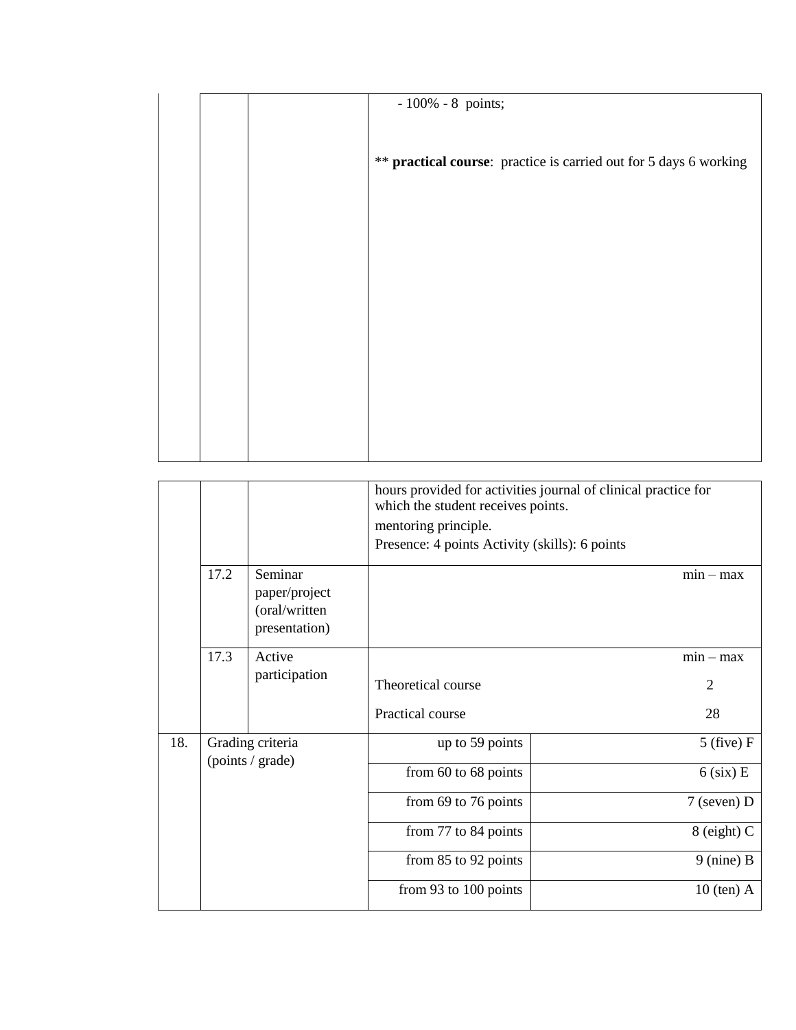| | | | |
|---|---|---|---|
| | | | - 100% - 8 points;<br><br>** **practical course**: practice is carried out for 5 days 6 working |

| | | | | |
|---|---|---|---|---|
| | | | hours provided for activities journal of clinical practice for which the student receives points.<br>mentoring principle.<br>Presence: 4 points Activity (skills): 6 points | |
| | 17.2 | Seminar paper/project (oral/written presentation) | | min – max |
| | 17.3 | Active participation | <br>Theoretical course<br>Practical course | min – max<br>2<br>28 |
| 18. | Grading criteria (points / grade) | | up to 59 points | 5 (five) F |
| | | | from 60 to 68 points | 6 (six) E |
| | | | from 69 to 76 points | 7 (seven) D |
| | | | from 77 to 84 points | 8 (eight) C |
| | | | from 85 to 92 points | 9 (nine) B |
| | | | from 93 to 100 points | 10 (ten) A |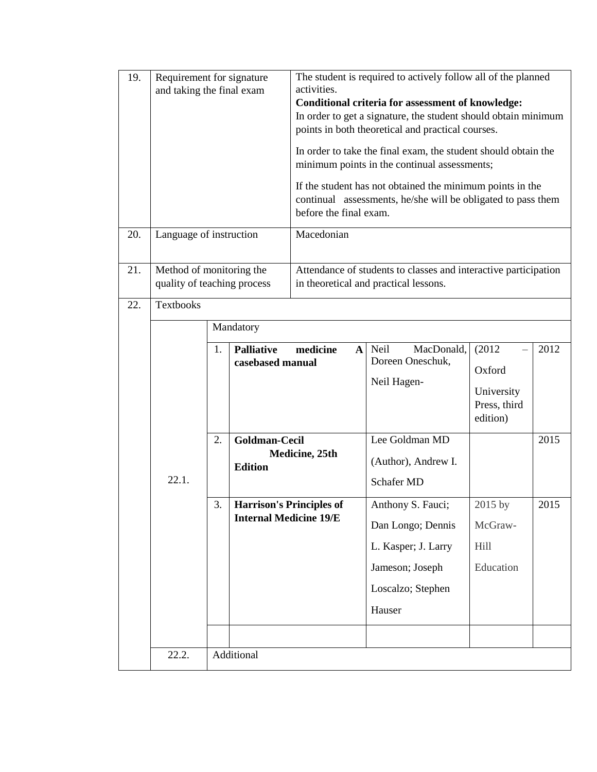| | | |
|---|---|---|
| 19. | Requirement for signature and taking the final exam | The student is required to actively follow all of the planned activities.<br>**Conditional criteria for assessment of knowledge:**<br>In order to get a signature, the student should obtain minimum points in both theoretical and practical courses.<br>In order to take the final exam, the student should obtain the minimum points in the continual assessments;<br>If the student has not obtained the minimum points in the continual assessments, he/she will be obligated to pass them before the final exam. |
| 20. | Language of instruction | Macedonian |
| 21. | Method of monitoring the quality of teaching process | Attendance of students to classes and interactive participation in theoretical and practical lessons. |
| 22. | Textbooks | |

| | | | | | |
|---|---|---|---|---|---|
| 22.1. | Mandatory | | | | |
| | 1. | **Palliative medicine A casebased manual** | Neil MacDonald, Doreen Oneschuk, Neil Hagen- | (2012 – Oxford University Press, third edition) | 2012 |
| | 2. | **Goldman-Cecil Medicine, 25th Edition** | Lee Goldman MD (Author), Andrew I. Schafer MD | | 2015 |
| | 3. | **Harrison's Principles of Internal Medicine 19/E** | Anthony S. Fauci; Dan Longo; Dennis L. Kasper; J. Larry Jameson; Joseph Loscalzo; Stephen Hauser | 2015 by McGraw-Hill Education | 2015 |
| | | | | | |
| 22.2. | Additional | | | | |